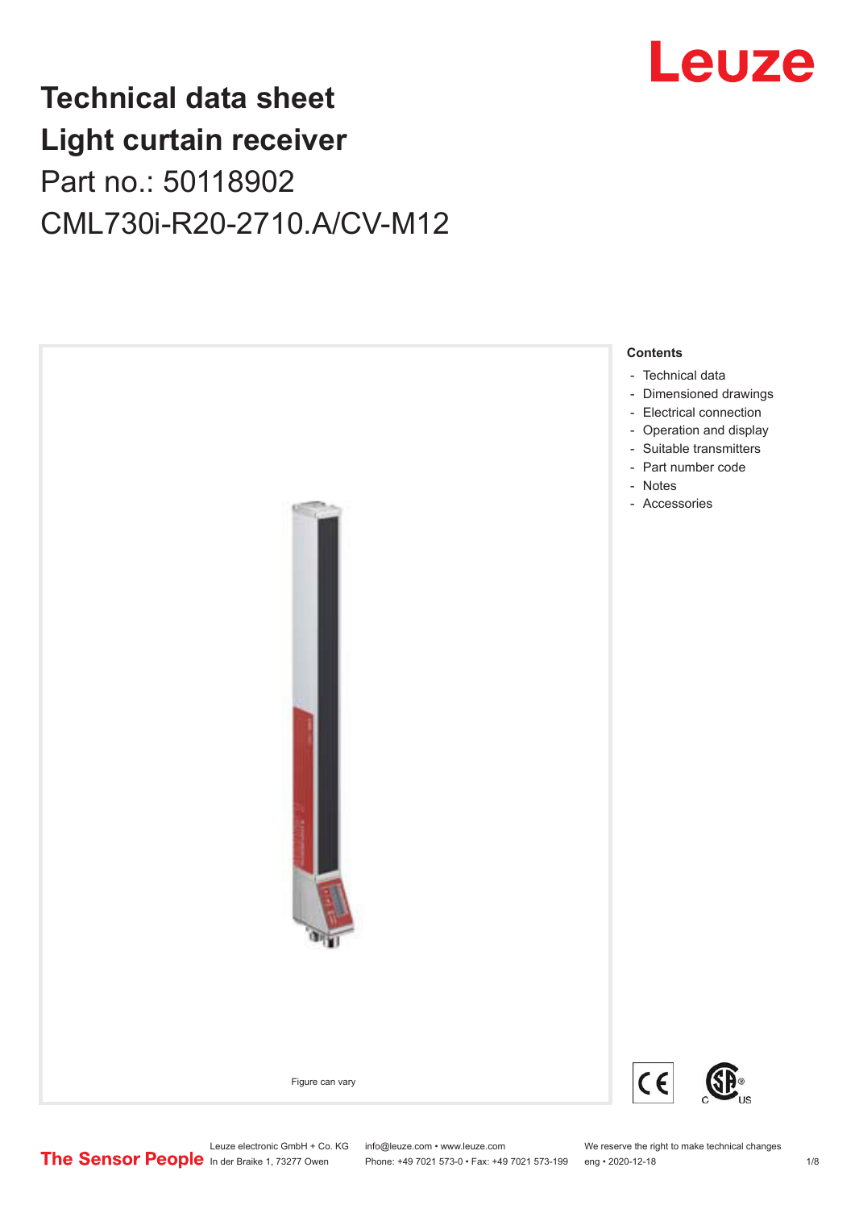# Technical data sheet
# Light curtain receiver

Part no.: 50118902

CML730i-R20-2710.A/CV-M12

Figure can vary

**Contents**

- Technical data
- Dimensioned drawings
- Electrical connection
- Operation and display
- Suitable transmitters
- Part number code
- Notes
- Accessories

Leuze electronic GmbH + Co. KG
In der Braike 1, 73277 Owen

info@leuze.com • www.leuze.com
Phone: +49 7021 573-0 • Fax: +49 7021 573-199

We reserve the right to make technical changes
eng • 2020-12-18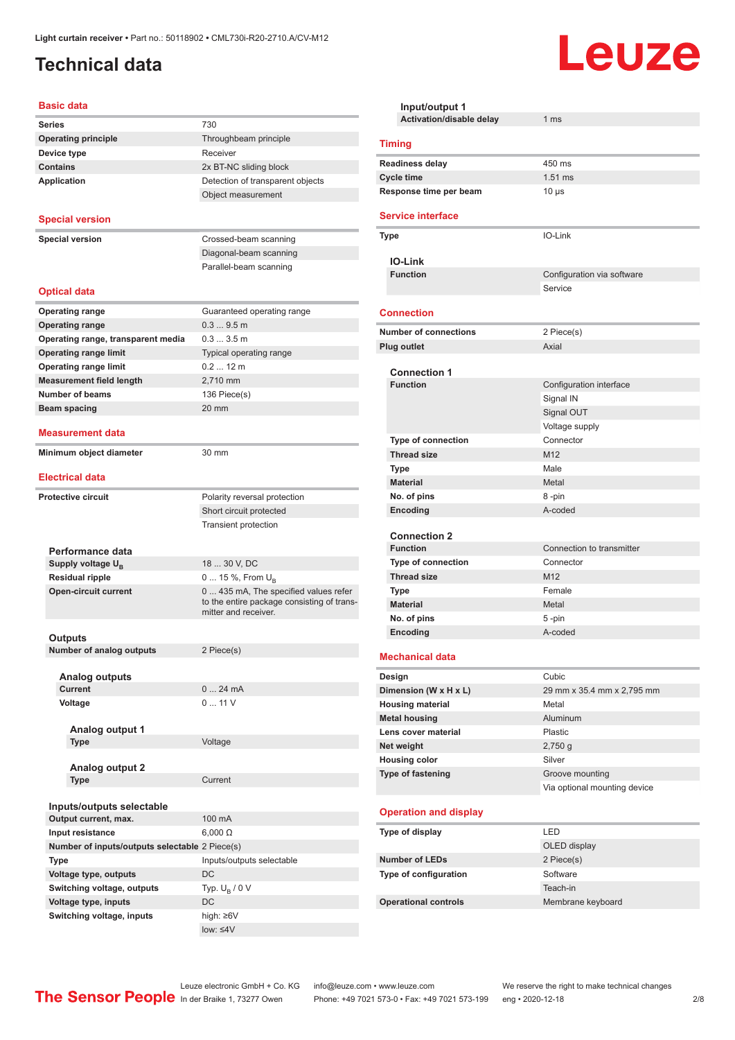Light curtain receiver • Part no.: 50118902 • CML730i-R20-2710.A/CV-M12

# Technical data

## Basic data

| | |
|---|---|
| **Series** | 730 |
| **Operating principle** | Throughbeam principle |
| **Device type** | Receiver |
| **Contains** | 2x BT-NC sliding block |
| **Application** | Detection of transparent objects |
| | Object measurement |

## Special version

| | |
|---|---|
| **Special version** | Crossed-beam scanning |
| | Diagonal-beam scanning |
| | Parallel-beam scanning |

## Optical data

| | |
|---|---|
| **Operating range** | Guaranteed operating range |
| **Operating range** | 0.3 ... 9.5 m |
| **Operating range, transparent media** | 0.3 ... 3.5 m |
| **Operating range limit** | Typical operating range |
| **Operating range limit** | 0.2 ... 12 m |
| **Measurement field length** | 2,710 mm |
| **Number of beams** | 136 Piece(s) |
| **Beam spacing** | 20 mm |

## Measurement data

| | |
|---|---|
| **Minimum object diameter** | 30 mm |

## Electrical data

| | |
|---|---|
| **Protective circuit** | Polarity reversal protection |
| | Short circuit protected |
| | Transient protection |

### Performance data

| | |
|---|---|
| **Supply voltage $U_B$** | 18 ... 30 V, DC |
| **Residual ripple** | 0 ... 15 %, From $U_B$ |
| **Open-circuit current** | 0 ... 435 mA, The specified values refer to the entire package consisting of transmitter and receiver. |

### Outputs

| | |
|---|---|
| **Number of analog outputs** | 2 Piece(s) |

#### Analog outputs

| | |
|---|---|
| **Current** | 0 ... 24 mA |
| **Voltage** | 0 ... 11 V |

##### Analog output 1

| | |
|---|---|
| **Type** | Voltage |

##### Analog output 2

| | |
|---|---|
| **Type** | Current |

### Inputs/outputs selectable

| | |
|---|---|
| **Output current, max.** | 100 mA |
| **Input resistance** | 6,000 Ω |
| **Number of inputs/outputs selectable** | 2 Piece(s) |
| **Type** | Inputs/outputs selectable |
| **Voltage type, outputs** | DC |
| **Switching voltage, outputs** | Typ. $U_B$ / 0 V |
| **Voltage type, inputs** | DC |
| **Switching voltage, inputs** | high: ≥6V |
| | low: ≤4V |

#### Input/output 1

| | |
|---|---|
| **Activation/disable delay** | 1 ms |

## Timing

| | |
|---|---|
| **Readiness delay** | 450 ms |
| **Cycle time** | 1.51 ms |
| **Response time per beam** | 10 µs |

## Service interface

| | |
|---|---|
| **Type** | IO-Link |

### IO-Link

| | |
|---|---|
| **Function** | Configuration via software |
| | Service |

## Connection

| | |
|---|---|
| **Number of connections** | 2 Piece(s) |
| **Plug outlet** | Axial |

### Connection 1

| | |
|---|---|
| **Function** | Configuration interface |
| | Signal IN |
| | Signal OUT |
| | Voltage supply |
| **Type of connection** | Connector |
| **Thread size** | M12 |
| **Type** | Male |
| **Material** | Metal |
| **No. of pins** | 8 -pin |
| **Encoding** | A-coded |

### Connection 2

| | |
|---|---|
| **Function** | Connection to transmitter |
| **Type of connection** | Connector |
| **Thread size** | M12 |
| **Type** | Female |
| **Material** | Metal |
| **No. of pins** | 5 -pin |
| **Encoding** | A-coded |

## Mechanical data

| | |
|---|---|
| **Design** | Cubic |
| **Dimension (W x H x L)** | 29 mm x 35.4 mm x 2,795 mm |
| **Housing material** | Metal |
| **Metal housing** | Aluminum |
| **Lens cover material** | Plastic |
| **Net weight** | 2,750 g |
| **Housing color** | Silver |
| **Type of fastening** | Groove mounting |
| | Via optional mounting device |

## Operation and display

| | |
|---|---|
| **Type of display** | LED |
| | OLED display |
| **Number of LEDs** | 2 Piece(s) |
| **Type of configuration** | Software |
| | Teach-in |
| **Operational controls** | Membrane keyboard |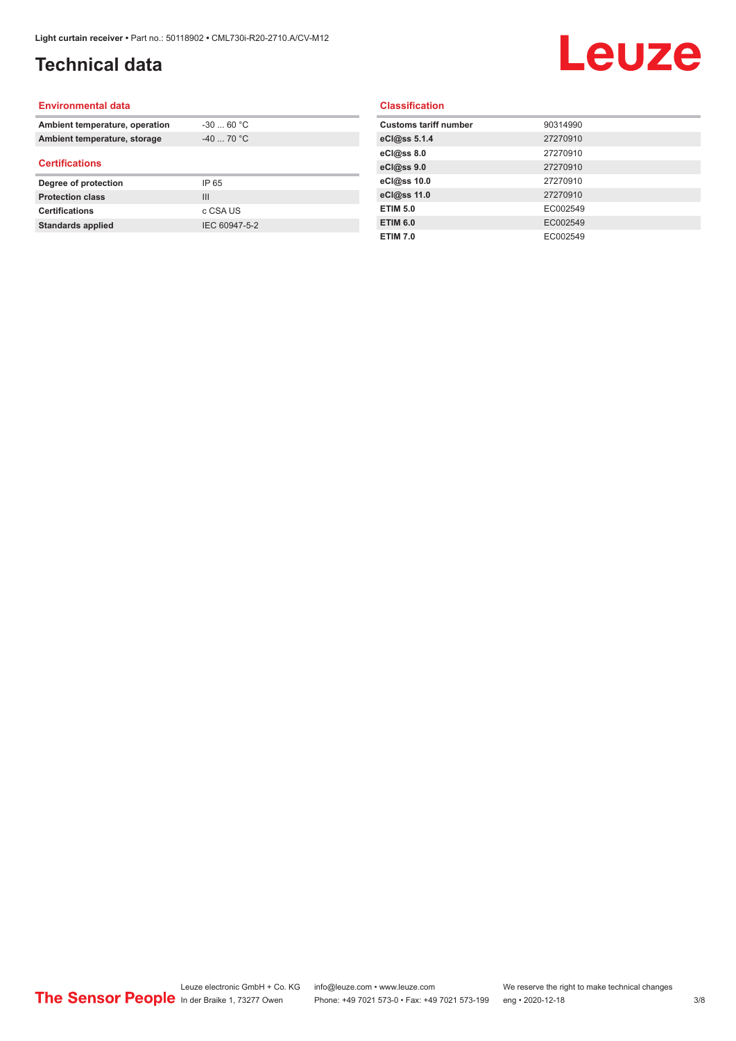# Technical data

## Environmental data

| | |
|---|---|
| **Ambient temperature, operation** | -30 ... 60 °C |
| **Ambient temperature, storage** | -40 ... 70 °C |

## Certifications

| | |
|---|---|
| **Degree of protection** | IP 65 |
| **Protection class** | III |
| **Certifications** | c CSA US |
| **Standards applied** | IEC 60947-5-2 |

## Classification

| | |
|---|---|
| **Customs tariff number** | 90314990 |
| **eCl@ss 5.1.4** | 27270910 |
| **eCl@ss 8.0** | 27270910 |
| **eCl@ss 9.0** | 27270910 |
| **eCl@ss 10.0** | 27270910 |
| **eCl@ss 11.0** | 27270910 |
| **ETIM 5.0** | EC002549 |
| **ETIM 6.0** | EC002549 |
| **ETIM 7.0** | EC002549 |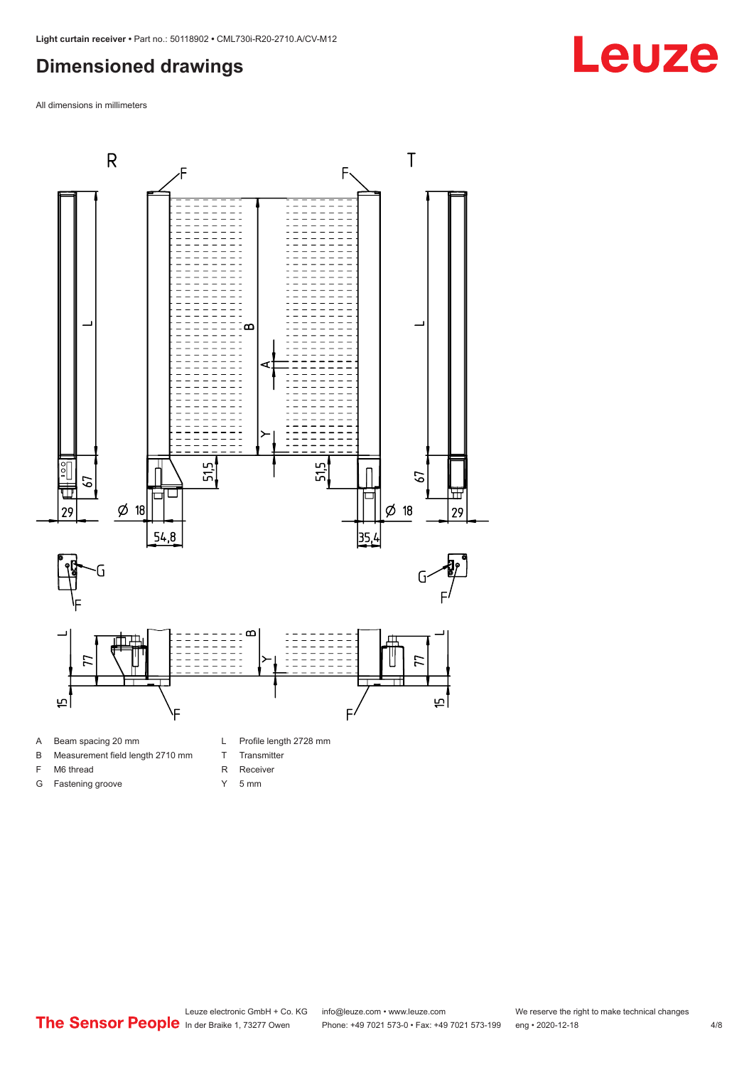# Dimensioned drawings

All dimensions in millimeters

A Beam spacing 20 mm

B Measurement field length 2710 mm

F M6 thread

G Fastening groove

L Profile length 2728 mm

T Transmitter

R Receiver

Y 5 mm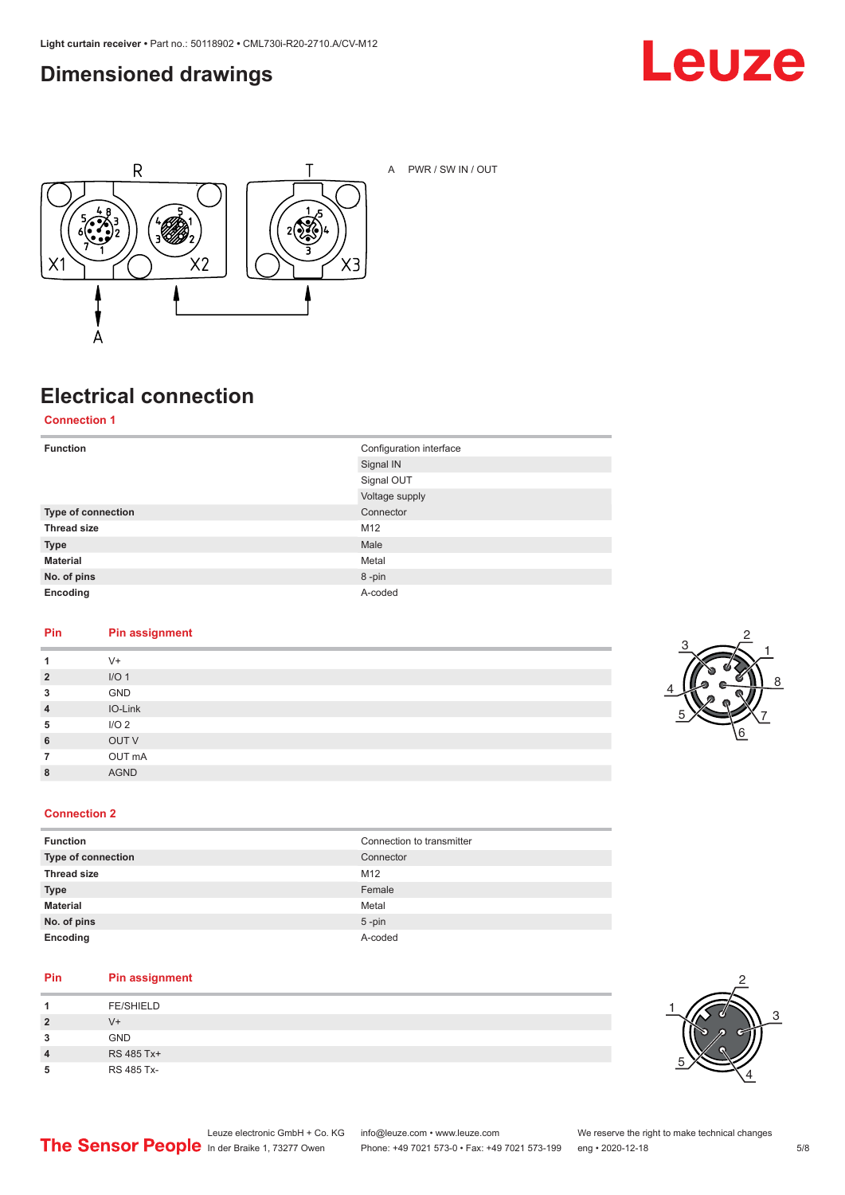# Dimensioned drawings

A PWR / SW IN / OUT

# Electrical connection

## Connection 1

| Function | Configuration interface |
|---|---|
| | Signal IN |
| | Signal OUT |
| | Voltage supply |
| Type of connection | Connector |
| Thread size | M12 |
| Type | Male |
| Material | Metal |
| No. of pins | 8 -pin |
| Encoding | A-coded |

| Pin | Pin assignment |
|---|---|
| 1 | V+ |
| 2 | I/O 1 |
| 3 | GND |
| 4 | IO-Link |
| 5 | I/O 2 |
| 6 | OUT V |
| 7 | OUT mA |
| 8 | AGND |

## Connection 2

| Function | Connection to transmitter |
|---|---|
| Type of connection | Connector |
| Thread size | M12 |
| Type | Female |
| Material | Metal |
| No. of pins | 5 -pin |
| Encoding | A-coded |

| Pin | Pin assignment |
|---|---|
| 1 | FE/SHIELD |
| 2 | V+ |
| 3 | GND |
| 4 | RS 485 Tx+ |
| 5 | RS 485 Tx- |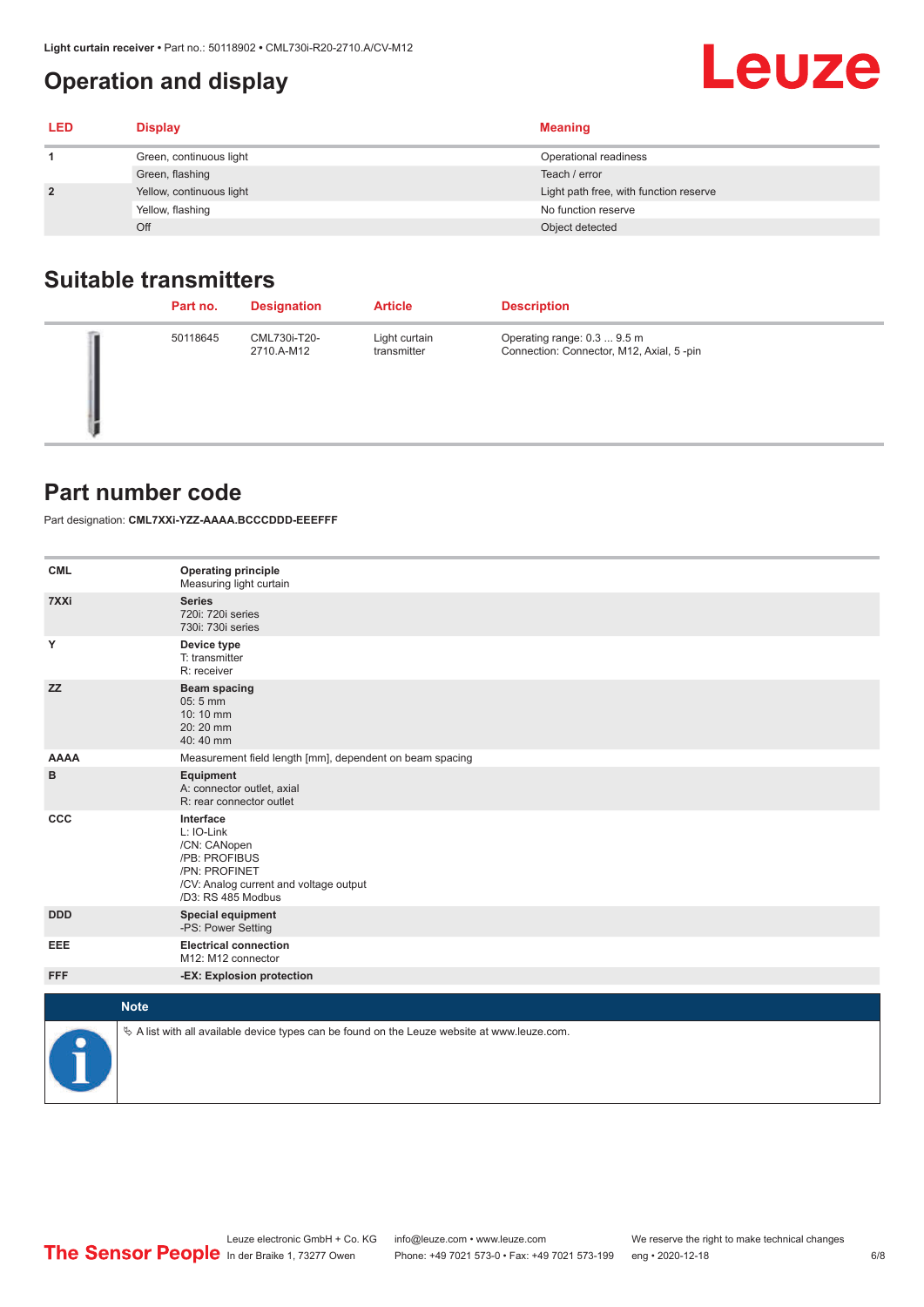## Operation and display

| LED | Display | Meaning |
|---|---|---|
| 1 | Green, continuous light | Operational readiness |
| | Green, flashing | Teach / error |
| 2 | Yellow, continuous light | Light path free, with function reserve |
| | Yellow, flashing | No function reserve |
| | Off | Object detected |

## Suitable transmitters

| Part no. | Designation | Article | Description |
|---|---|---|---|
| 50118645 | CML730i-T20-2710.A-M12 | Light curtain transmitter | Operating range: 0.3 ... 9.5 m<br>Connection: Connector, M12, Axial, 5 -pin |

## Part number code

Part designation: **CML7XXi-YZZ-AAAA.BCCCDDD-EEEFFF**

| | |
|---|---|
| **CML** | **Operating principle**<br>Measuring light curtain |
| **7XXi** | **Series**<br>720i: 720i series<br>730i: 730i series |
| **Y** | **Device type**<br>T: transmitter<br>R: receiver |
| **ZZ** | **Beam spacing**<br>05: 5 mm<br>10: 10 mm<br>20: 20 mm<br>40: 40 mm |
| **AAAA** | Measurement field length [mm], dependent on beam spacing |
| **B** | **Equipment**<br>A: connector outlet, axial<br>R: rear connector outlet |
| **CCC** | **Interface**<br>L: IO-Link<br>/CN: CANopen<br>/PB: PROFIBUS<br>/PN: PROFINET<br>/CV: Analog current and voltage output<br>/D3: RS 485 Modbus |
| **DDD** | **Special equipment**<br>-PS: Power Setting |
| **EEE** | **Electrical connection**<br>M12: M12 connector |
| **FFF** | **-EX: Explosion protection** |

**Note**

↳ A list with all available device types can be found on the Leuze website at www.leuze.com.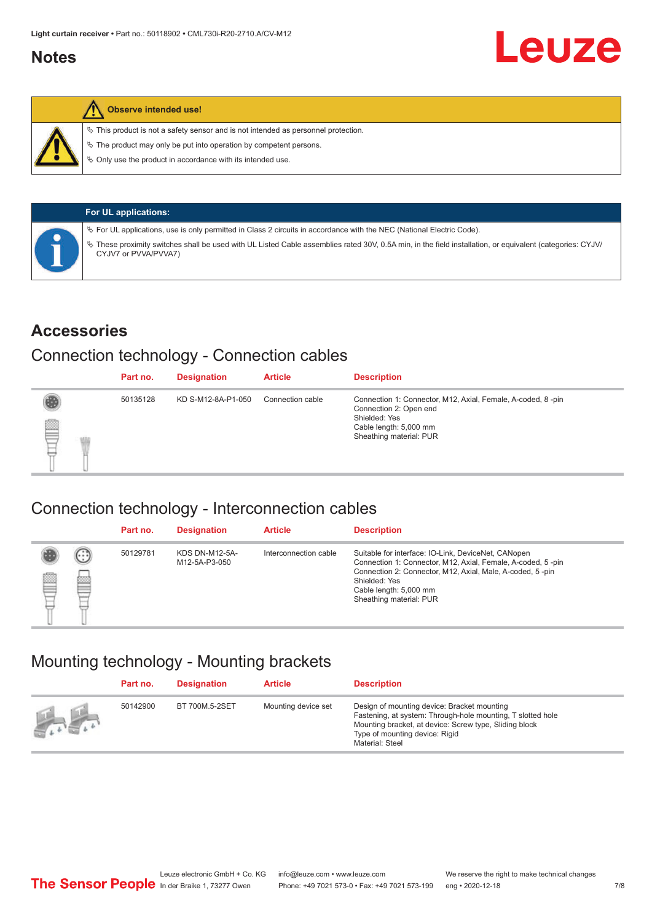# Notes

**Observe intended use!**

- This product is not a safety sensor and is not intended as personnel protection.
- The product may only be put into operation by competent persons.
- Only use the product in accordance with its intended use.

**For UL applications:**

- For UL applications, use is only permitted in Class 2 circuits in accordance with the NEC (National Electric Code).
- These proximity switches shall be used with UL Listed Cable assemblies rated 30V, 0.5A min, in the field installation, or equivalent (categories: CYJV/CYJV7 or PVVA/PVVA7)

# Accessories

## Connection technology - Connection cables

| Part no. | Designation | Article | Description |
|---|---|---|---|
| 50135128 | KD S-M12-8A-P1-050 | Connection cable | Connection 1: Connector, M12, Axial, Female, A-coded, 8 -pin<br>Connection 2: Open end<br>Shielded: Yes<br>Cable length: 5,000 mm<br>Sheathing material: PUR |

## Connection technology - Interconnection cables

| Part no. | Designation | Article | Description |
|---|---|---|---|
| 50129781 | KDS DN-M12-5A-M12-5A-P3-050 | Interconnection cable | Suitable for interface: IO-Link, DeviceNet, CANopen<br>Connection 1: Connector, M12, Axial, Female, A-coded, 5 -pin<br>Connection 2: Connector, M12, Axial, Male, A-coded, 5 -pin<br>Shielded: Yes<br>Cable length: 5,000 mm<br>Sheathing material: PUR |

## Mounting technology - Mounting brackets

| Part no. | Designation | Article | Description |
|---|---|---|---|
| 50142900 | BT 700M.5-2SET | Mounting device set | Design of mounting device: Bracket mounting<br>Fastening, at system: Through-hole mounting, T slotted hole<br>Mounting bracket, at device: Screw type, Sliding block<br>Type of mounting device: Rigid<br>Material: Steel |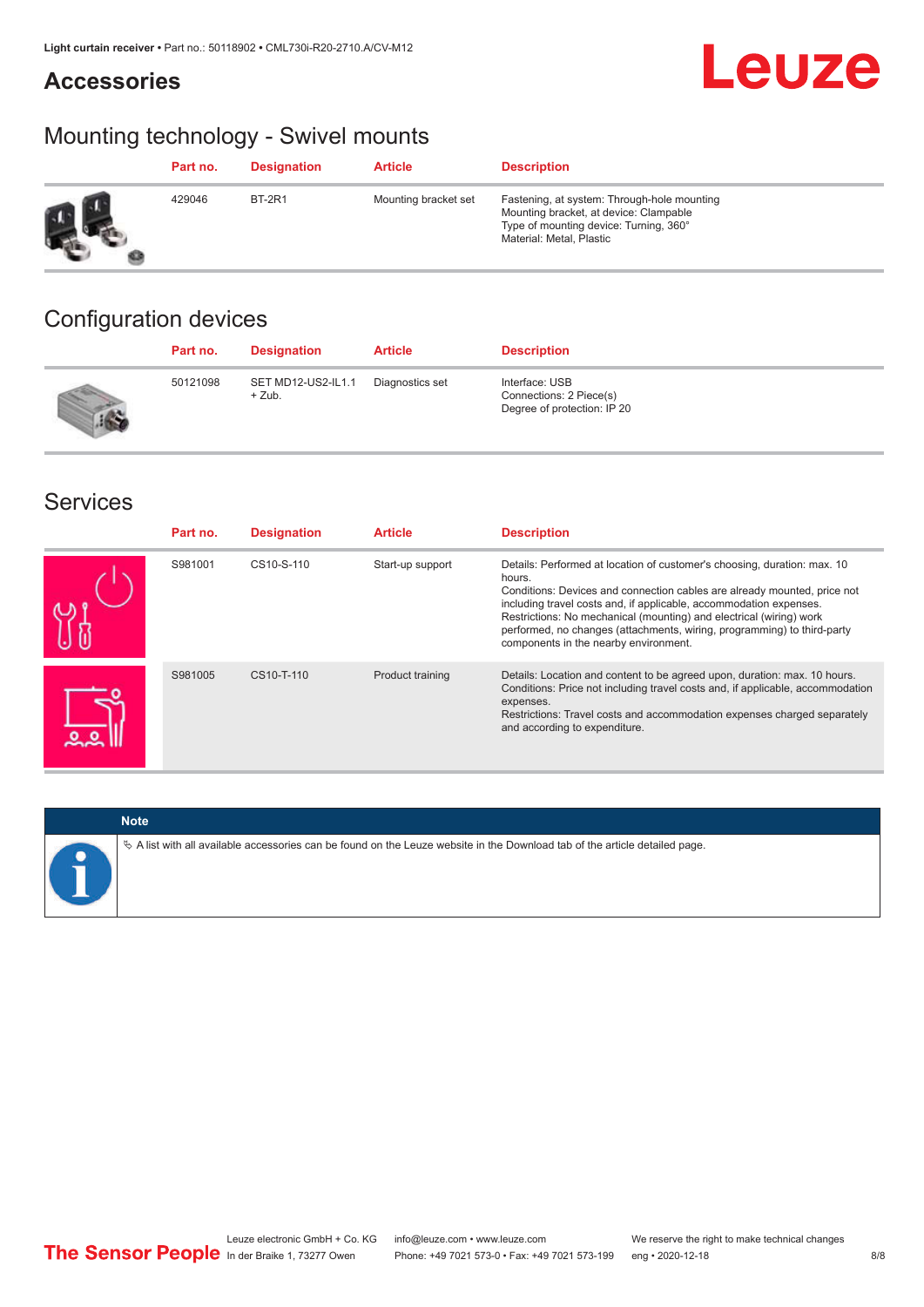# Accessories

## Mounting technology - Swivel mounts

| Part no. | Designation | Article | Description |
|---|---|---|---|
| 429046 | BT-2R1 | Mounting bracket set | Fastening, at system: Through-hole mounting<br>Mounting bracket, at device: Clampable<br>Type of mounting device: Turning, 360°<br>Material: Metal, Plastic |

## Configuration devices

| Part no. | Designation | Article | Description |
|---|---|---|---|
| 50121098 | SET MD12-US2-IL1.1 + Zub. | Diagnostics set | Interface: USB<br>Connections: 2 Piece(s)<br>Degree of protection: IP 20 |

## Services

| Part no. | Designation | Article | Description |
|---|---|---|---|
| S981001 | CS10-S-110 | Start-up support | Details: Performed at location of customer's choosing, duration: max. 10 hours.<br>Conditions: Devices and connection cables are already mounted, price not including travel costs and, if applicable, accommodation expenses.<br>Restrictions: No mechanical (mounting) and electrical (wiring) work performed, no changes (attachments, wiring, programming) to third-party components in the nearby environment. |
| S981005 | CS10-T-110 | Product training | Details: Location and content to be agreed upon, duration: max. 10 hours.<br>Conditions: Price not including travel costs and, if applicable, accommodation expenses.<br>Restrictions: Travel costs and accommodation expenses charged separately and according to expenditure. |

**Note**

↳ A list with all available accessories can be found on the Leuze website in the Download tab of the article detailed page.